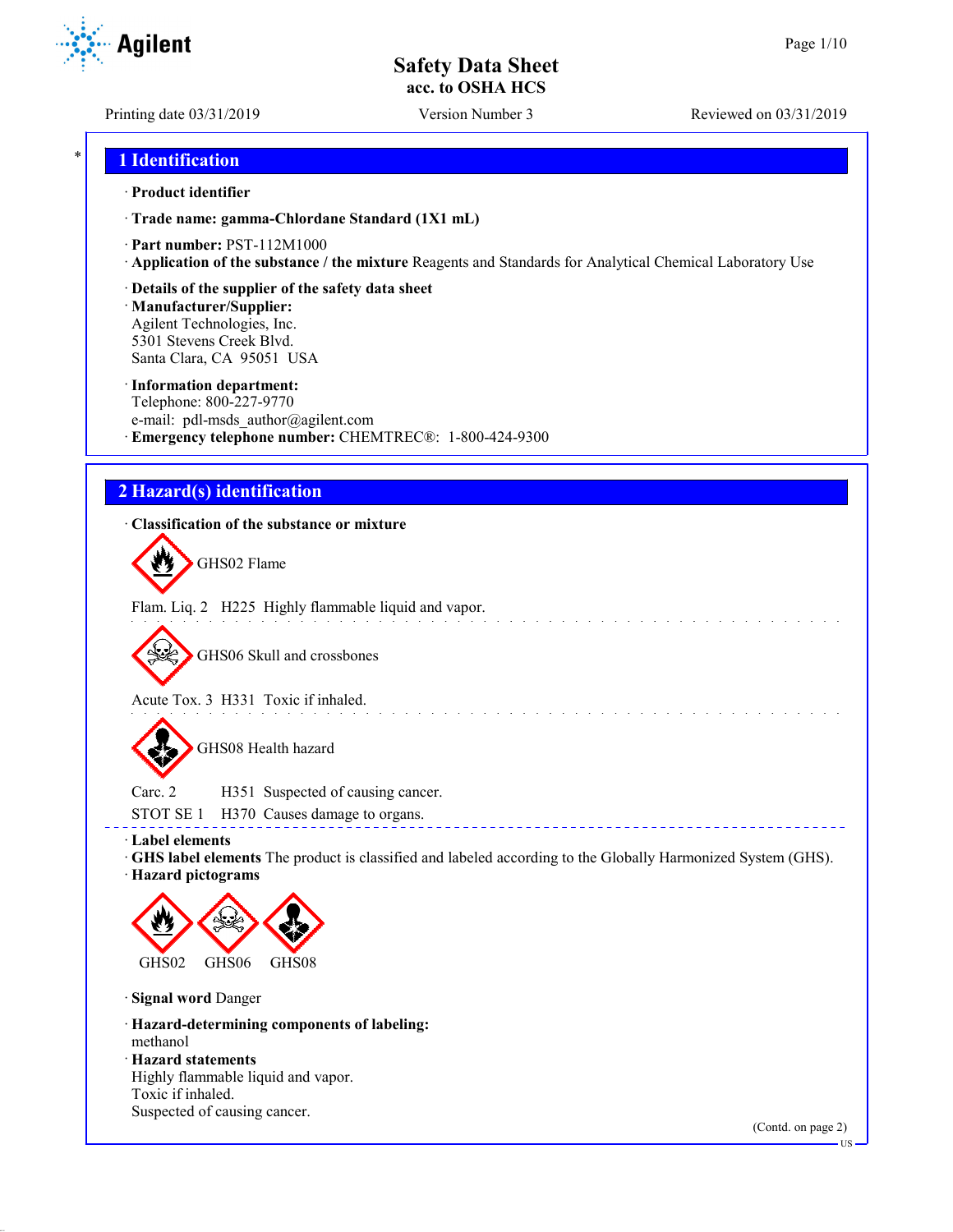Safety Data Sheet
acc. to OSHA HCS

Printing date 03/31/2019 Version Number 3 Reviewed on 03/31/2019

## 1 Identification

· **Product identifier**

· **Trade name: gamma-Chlordane Standard (1X1 mL)**

· **Part number:** PST-112M1000

· **Application of the substance / the mixture** Reagents and Standards for Analytical Chemical Laboratory Use

· **Details of the supplier of the safety data sheet**

· **Manufacturer/Supplier:**
Agilent Technologies, Inc.
5301 Stevens Creek Blvd.
Santa Clara, CA 95051 USA

· **Information department:**
Telephone: 800-227-9770
e-mail: pdl-msds_author@agilent.com

· **Emergency telephone number:** CHEMTREC®: 1-800-424-9300

## 2 Hazard(s) identification

· **Classification of the substance or mixture**

GHS02 Flame

Flam. Liq. 2 H225 Highly flammable liquid and vapor.

GHS06 Skull and crossbones

Acute Tox. 3 H331 Toxic if inhaled.

GHS08 Health hazard

Carc. 2 H351 Suspected of causing cancer.

STOT SE 1 H370 Causes damage to organs.

· **Label elements**

· **GHS label elements** The product is classified and labeled according to the Globally Harmonized System (GHS).

· **Hazard pictograms**

GHS02 GHS06 GHS08

· **Signal word** Danger

· **Hazard-determining components of labeling:**
methanol

· **Hazard statements**
Highly flammable liquid and vapor.
Toxic if inhaled.
Suspected of causing cancer.

(Contd. on page 2)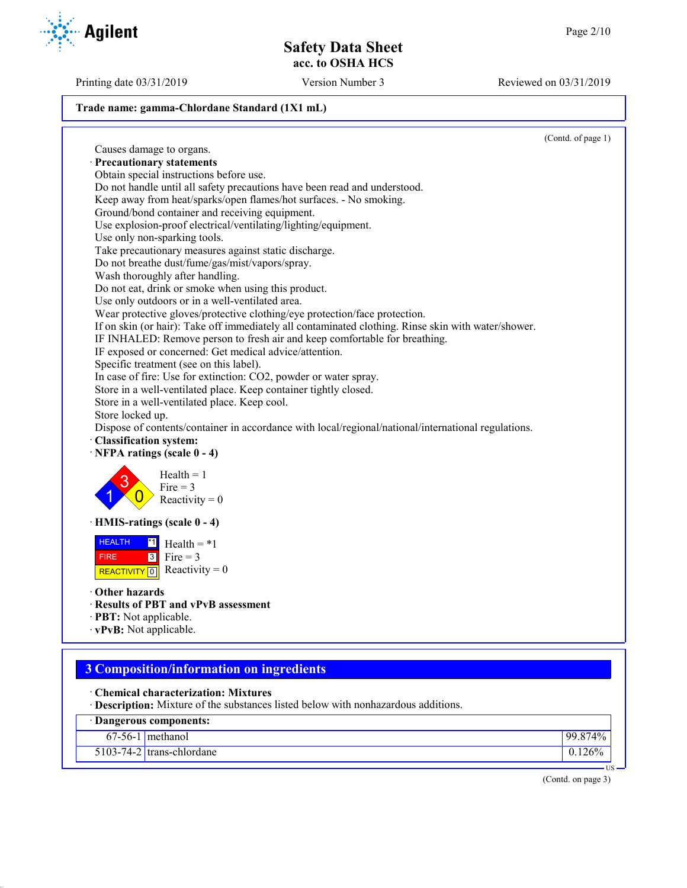Trade name: gamma-Chlordane Standard (1X1 mL)

(Contd. of page 1)

Causes damage to organs.

· **Precautionary statements**

Obtain special instructions before use.
Do not handle until all safety precautions have been read and understood.
Keep away from heat/sparks/open flames/hot surfaces. - No smoking.
Ground/bond container and receiving equipment.
Use explosion-proof electrical/ventilating/lighting/equipment.
Use only non-sparking tools.
Take precautionary measures against static discharge.
Do not breathe dust/fume/gas/mist/vapors/spray.
Wash thoroughly after handling.
Do not eat, drink or smoke when using this product.
Use only outdoors or in a well-ventilated area.
Wear protective gloves/protective clothing/eye protection/face protection.
If on skin (or hair): Take off immediately all contaminated clothing. Rinse skin with water/shower.
IF INHALED: Remove person to fresh air and keep comfortable for breathing.
IF exposed or concerned: Get medical advice/attention.
Specific treatment (see on this label).
In case of fire: Use for extinction: $CO_2$, powder or water spray.
Store in a well-ventilated place. Keep container tightly closed.
Store in a well-ventilated place. Keep cool.
Store locked up.
Dispose of contents/container in accordance with local/regional/national/international regulations.

· **Classification system:**

· **NFPA ratings (scale 0 - 4)**

Health = 1
Fire = 3
Reactivity = 0

· **HMIS-ratings (scale 0 - 4)**

| | |
|---|---|
| HEALTH | *1 |
| FIRE | 3 |
| REACTIVITY | 0 |

Health = *1
Fire = 3
Reactivity = 0

· **Other hazards**

· **Results of PBT and vPvB assessment**

· **PBT:** Not applicable.

· **vPvB:** Not applicable.

## 3 Composition/information on ingredients

· **Chemical characterization: Mixtures**

· **Description:** Mixture of the substances listed below with nonhazardous additions.

| · Dangerous components: | | |
|---|---|---|
| 67-56-1 | methanol | 99.874% |
| 5103-74-2 | trans-chlordane | 0.126% |

(Contd. on page 3)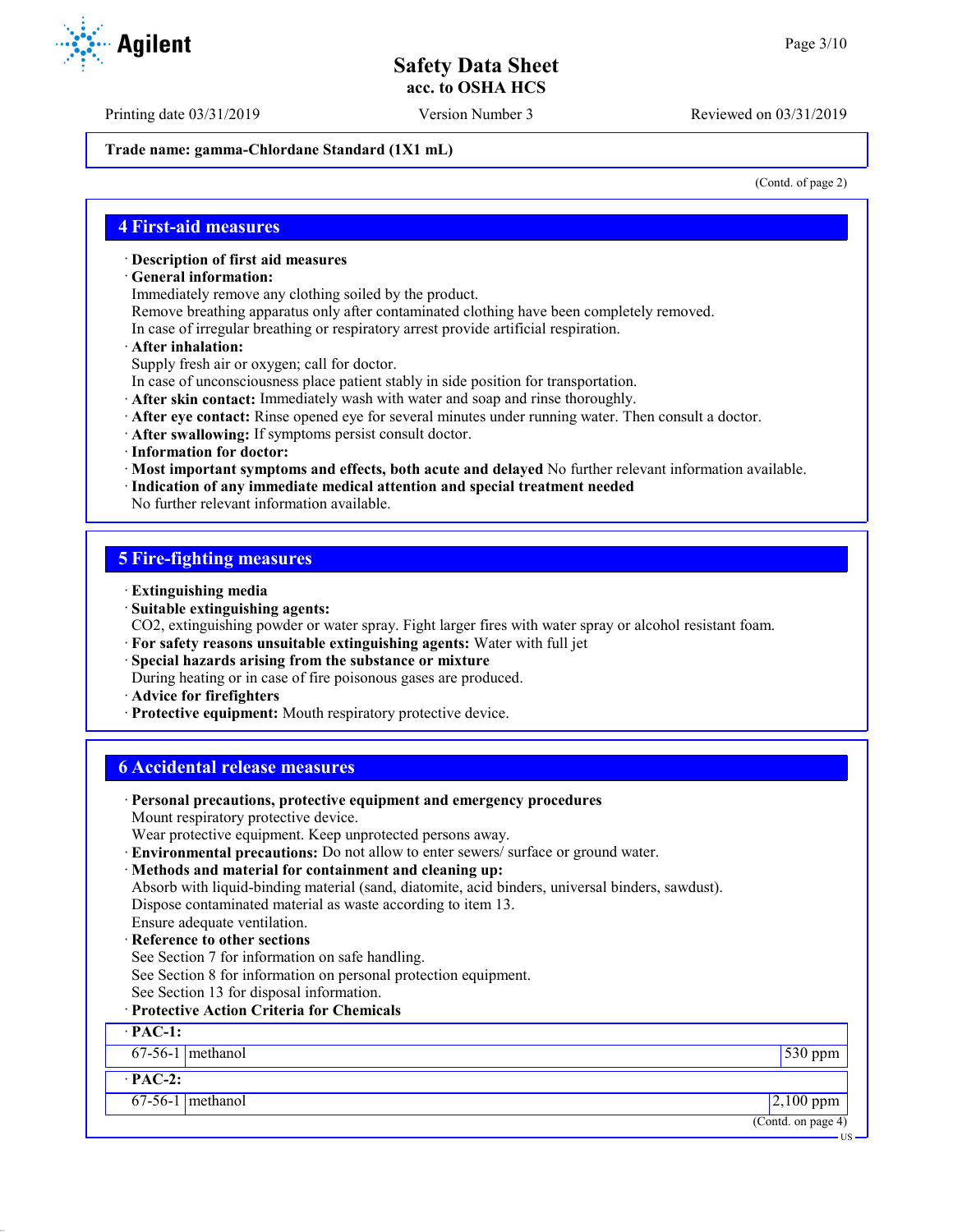Trade name: gamma-Chlordane Standard (1X1 mL)

(Contd. of page 2)

## 4 First-aid measures

· **Description of first aid measures**
· **General information:**
Immediately remove any clothing soiled by the product.
Remove breathing apparatus only after contaminated clothing have been completely removed.
In case of irregular breathing or respiratory arrest provide artificial respiration.
· **After inhalation:**
Supply fresh air or oxygen; call for doctor.
In case of unconsciousness place patient stably in side position for transportation.
· **After skin contact:** Immediately wash with water and soap and rinse thoroughly.
· **After eye contact:** Rinse opened eye for several minutes under running water. Then consult a doctor.
· **After swallowing:** If symptoms persist consult doctor.
· **Information for doctor:**
· **Most important symptoms and effects, both acute and delayed** No further relevant information available.
· **Indication of any immediate medical attention and special treatment needed**
No further relevant information available.

## 5 Fire-fighting measures

· **Extinguishing media**
· **Suitable extinguishing agents:**
CO2, extinguishing powder or water spray. Fight larger fires with water spray or alcohol resistant foam.
· **For safety reasons unsuitable extinguishing agents:** Water with full jet
· **Special hazards arising from the substance or mixture**
During heating or in case of fire poisonous gases are produced.
· **Advice for firefighters**
· **Protective equipment:** Mouth respiratory protective device.

## 6 Accidental release measures

· **Personal precautions, protective equipment and emergency procedures**
Mount respiratory protective device.
Wear protective equipment. Keep unprotected persons away.
· **Environmental precautions:** Do not allow to enter sewers/ surface or ground water.
· **Methods and material for containment and cleaning up:**
Absorb with liquid-binding material (sand, diatomite, acid binders, universal binders, sawdust).
Dispose contaminated material as waste according to item 13.
Ensure adequate ventilation.
· **Reference to other sections**
See Section 7 for information on safe handling.
See Section 8 for information on personal protection equipment.
See Section 13 for disposal information.
· **Protective Action Criteria for Chemicals**

| · **PAC-1:** | | |
|---|---|---|
| 67-56-1 | methanol | 530 ppm |
| · **PAC-2:** | | |
| 67-56-1 | methanol | 2,100 ppm |

(Contd. on page 4)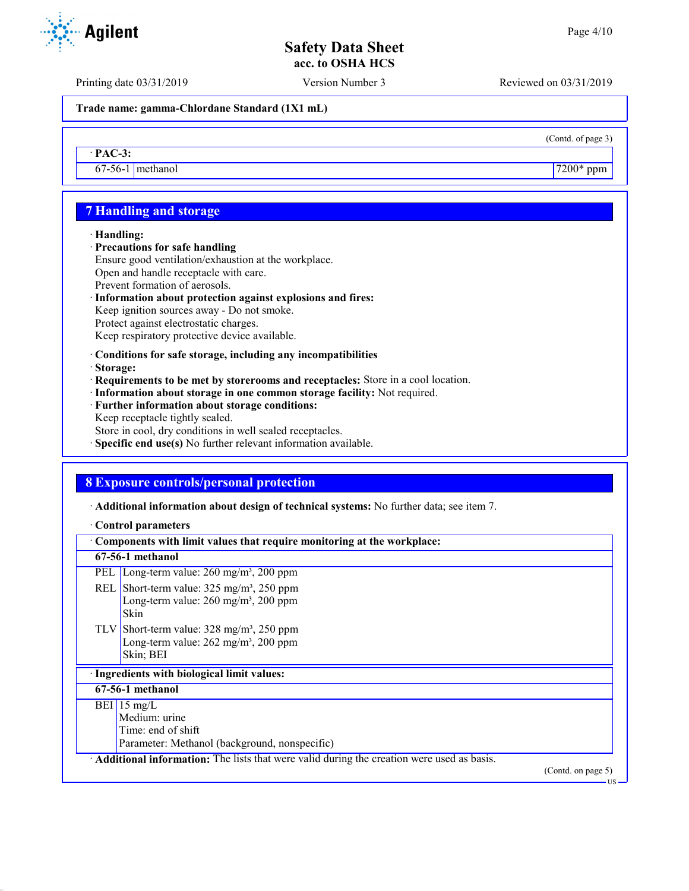Trade name: gamma-Chlordane Standard (1X1 mL)

(Contd. of page 3)

· PAC-3:

| | | |
|---|---|---|
| 67-56-1 | methanol | 7200* ppm |

## 7 Handling and storage

· **Handling:**

· **Precautions for safe handling**
Ensure good ventilation/exhaustion at the workplace.
Open and handle receptacle with care.
Prevent formation of aerosols.

· **Information about protection against explosions and fires:**
Keep ignition sources away - Do not smoke.
Protect against electrostatic charges.
Keep respiratory protective device available.

· **Conditions for safe storage, including any incompatibilities**

· **Storage:**

· **Requirements to be met by storerooms and receptacles:** Store in a cool location.

· **Information about storage in one common storage facility:** Not required.

· **Further information about storage conditions:**
Keep receptacle tightly sealed.
Store in cool, dry conditions in well sealed receptacles.

· **Specific end use(s)** No further relevant information available.

## 8 Exposure controls/personal protection

· **Additional information about design of technical systems:** No further data; see item 7.

· **Control parameters**

| · Components with limit values that require monitoring at the workplace: | |
|---|---|
| **67-56-1 methanol** | |
| PEL | Long-term value: 260 mg/m³, 200 ppm |
| REL | Short-term value: 325 mg/m³, 250 ppm<br>Long-term value: 260 mg/m³, 200 ppm<br>Skin |
| TLV | Short-term value: 328 mg/m³, 250 ppm<br>Long-term value: 262 mg/m³, 200 ppm<br>Skin; BEI |

| · Ingredients with biological limit values: | |
|---|---|
| **67-56-1 methanol** | |
| BEI | 15 mg/L<br>Medium: urine<br>Time: end of shift<br>Parameter: Methanol (background, nonspecific) |

· **Additional information:** The lists that were valid during the creation were used as basis.

(Contd. on page 5)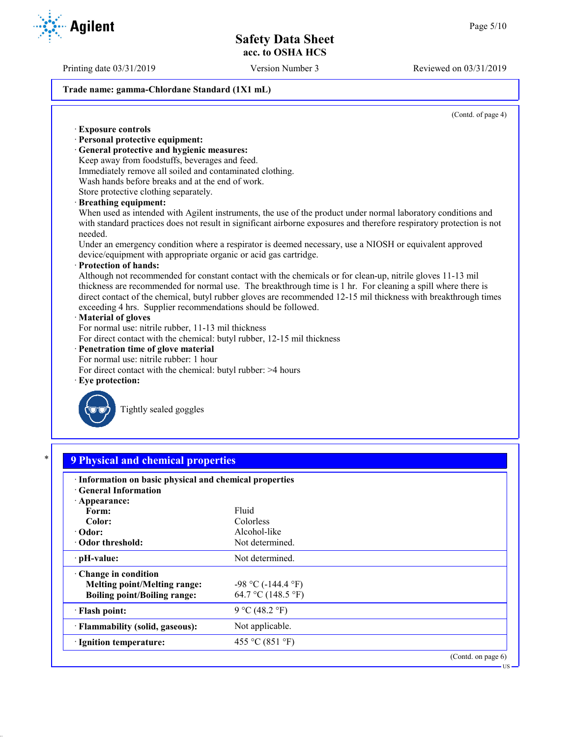Trade name: gamma-Chlordane Standard (1X1 mL)

(Contd. of page 4)

· **Exposure controls**
· **Personal protective equipment:**
· **General protective and hygienic measures:**
Keep away from foodstuffs, beverages and feed.
Immediately remove all soiled and contaminated clothing.
Wash hands before breaks and at the end of work.
Store protective clothing separately.
· **Breathing equipment:**
When used as intended with Agilent instruments, the use of the product under normal laboratory conditions and with standard practices does not result in significant airborne exposures and therefore respiratory protection is not needed.
Under an emergency condition where a respirator is deemed necessary, use a NIOSH or equivalent approved device/equipment with appropriate organic or acid gas cartridge.
· **Protection of hands:**
Although not recommended for constant contact with the chemicals or for clean-up, nitrile gloves 11-13 mil thickness are recommended for normal use. The breakthrough time is 1 hr. For cleaning a spill where there is direct contact of the chemical, butyl rubber gloves are recommended 12-15 mil thickness with breakthrough times exceeding 4 hrs. Supplier recommendations should be followed.
· **Material of gloves**
For normal use: nitrile rubber, 11-13 mil thickness
For direct contact with the chemical: butyl rubber, 12-15 mil thickness
· **Penetration time of glove material**
For normal use: nitrile rubber: 1 hour
For direct contact with the chemical: butyl rubber: >4 hours
· **Eye protection:**

Tightly sealed goggles

## 9 Physical and chemical properties

| · **Information on basic physical and chemical properties** | |
|---|---|
| · **General Information** | |
| · **Appearance:** | |
| **Form:** | Fluid |
| **Color:** | Colorless |
| · **Odor:** | Alcohol-like |
| · **Odor threshold:** | Not determined. |
| · **pH-value:** | Not determined. |
| · **Change in condition** | |
| **Melting point/Melting range:** | -98 °C (-144.4 °F) |
| **Boiling point/Boiling range:** | 64.7 °C (148.5 °F) |
| · **Flash point:** | 9 °C (48.2 °F) |
| · **Flammability (solid, gaseous):** | Not applicable. |
| · **Ignition temperature:** | 455 °C (851 °F) |

(Contd. on page 6)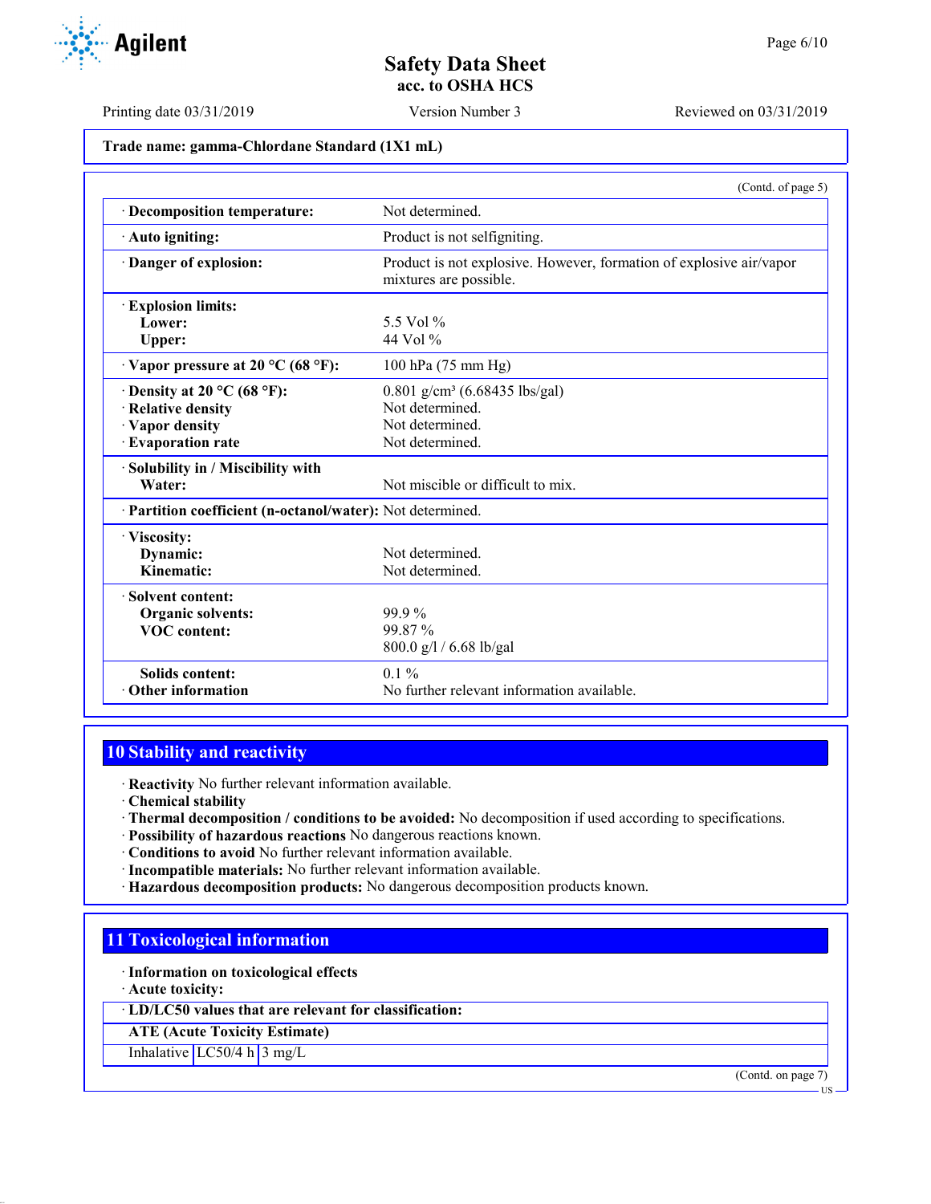Trade name: gamma-Chlordane Standard (1X1 mL)

(Contd. of page 5)

| | |
|---|---|
| · **Decomposition temperature:** | Not determined. |
| · **Auto igniting:** | Product is not selfigniting. |
| · **Danger of explosion:** | Product is not explosive. However, formation of explosive air/vapor mixtures are possible. |
| · **Explosion limits:** | |
| **Lower:** | 5.5 Vol % |
| **Upper:** | 44 Vol % |
| · **Vapor pressure at 20 °C (68 °F):** | 100 hPa (75 mm Hg) |
| · **Density at 20 °C (68 °F):** | 0.801 g/cm³ (6.68435 lbs/gal) |
| · **Relative density** | Not determined. |
| · **Vapor density** | Not determined. |
| · **Evaporation rate** | Not determined. |
| · **Solubility in / Miscibility with** | |
| **Water:** | Not miscible or difficult to mix. |
| · **Partition coefficient (n-octanol/water):** | Not determined. |
| · **Viscosity:** | |
| **Dynamic:** | Not determined. |
| **Kinematic:** | Not determined. |
| · **Solvent content:** | |
| **Organic solvents:** | 99.9 % |
| **VOC content:** | 99.87 % |
| | 800.0 g/l / 6.68 lb/gal |
| **Solids content:** | 0.1 % |
| · **Other information** | No further relevant information available. |

## 10 Stability and reactivity

· **Reactivity** No further relevant information available.
· **Chemical stability**
· **Thermal decomposition / conditions to be avoided:** No decomposition if used according to specifications.
· **Possibility of hazardous reactions** No dangerous reactions known.
· **Conditions to avoid** No further relevant information available.
· **Incompatible materials:** No further relevant information available.
· **Hazardous decomposition products:** No dangerous decomposition products known.

## 11 Toxicological information

· **Information on toxicological effects**
· **Acute toxicity:**

| · **LD/LC50 values that are relevant for classification:** | | |
|---|---|---|
| **ATE (Acute Toxicity Estimate)** | | |
| Inhalative | LC50/4 h | 3 mg/L |

(Contd. on page 7)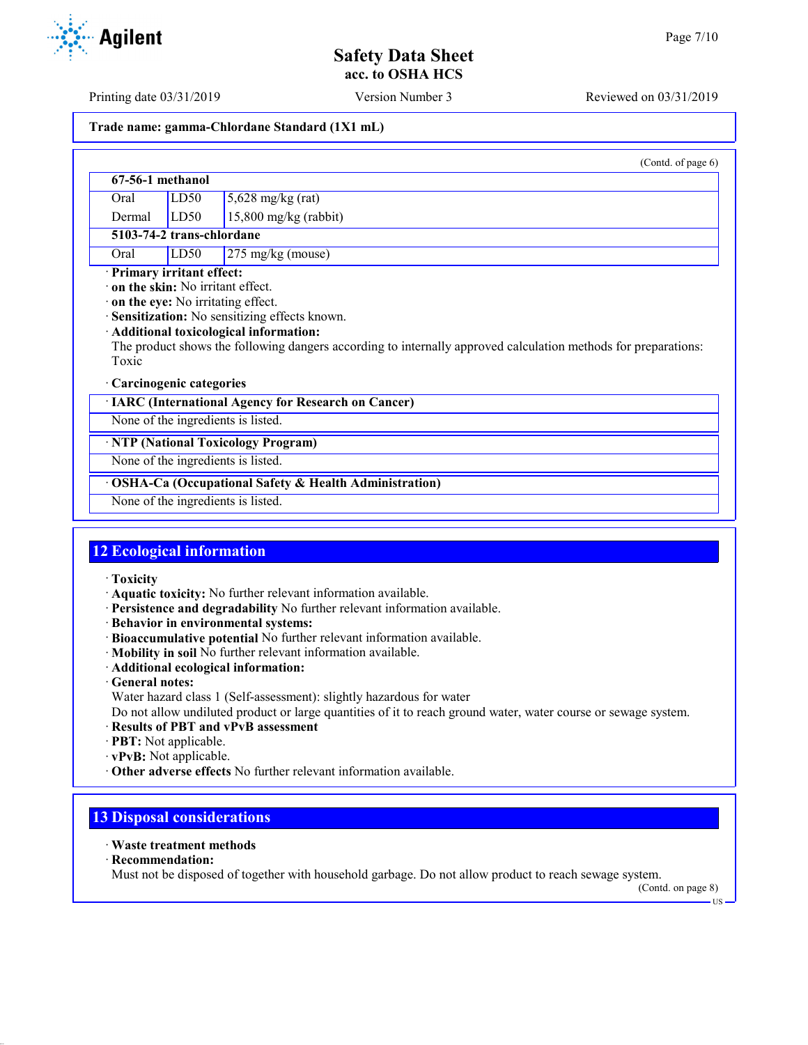Trade name: gamma-Chlordane Standard (1X1 mL)

(Contd. of page 6)

| 67-56-1 methanol | | |
|---|---|---|
| Oral | LD50 | 5,628 mg/kg (rat) |
| Dermal | LD50 | 15,800 mg/kg (rabbit) |
| **5103-74-2 trans-chlordane** | | |
| Oral | LD50 | 275 mg/kg (mouse) |

· **Primary irritant effect:**
· **on the skin:** No irritant effect.
· **on the eye:** No irritating effect.
· **Sensitization:** No sensitizing effects known.
· **Additional toxicological information:**
The product shows the following dangers according to internally approved calculation methods for preparations:
Toxic

· **Carcinogenic categories**

| · IARC (International Agency for Research on Cancer) |
|---|
| None of the ingredients is listed. |

| · NTP (National Toxicology Program) |
|---|
| None of the ingredients is listed. |

| · OSHA-Ca (Occupational Safety & Health Administration) |
|---|
| None of the ingredients is listed. |

## 12 Ecological information

· **Toxicity**
· **Aquatic toxicity:** No further relevant information available.
· **Persistence and degradability** No further relevant information available.
· **Behavior in environmental systems:**
· **Bioaccumulative potential** No further relevant information available.
· **Mobility in soil** No further relevant information available.
· **Additional ecological information:**
· **General notes:**
Water hazard class 1 (Self-assessment): slightly hazardous for water
Do not allow undiluted product or large quantities of it to reach ground water, water course or sewage system.
· **Results of PBT and vPvB assessment**
· **PBT:** Not applicable.
· **vPvB:** Not applicable.
· **Other adverse effects** No further relevant information available.

## 13 Disposal considerations

· **Waste treatment methods**
· **Recommendation:**
Must not be disposed of together with household garbage. Do not allow product to reach sewage system.

(Contd. on page 8)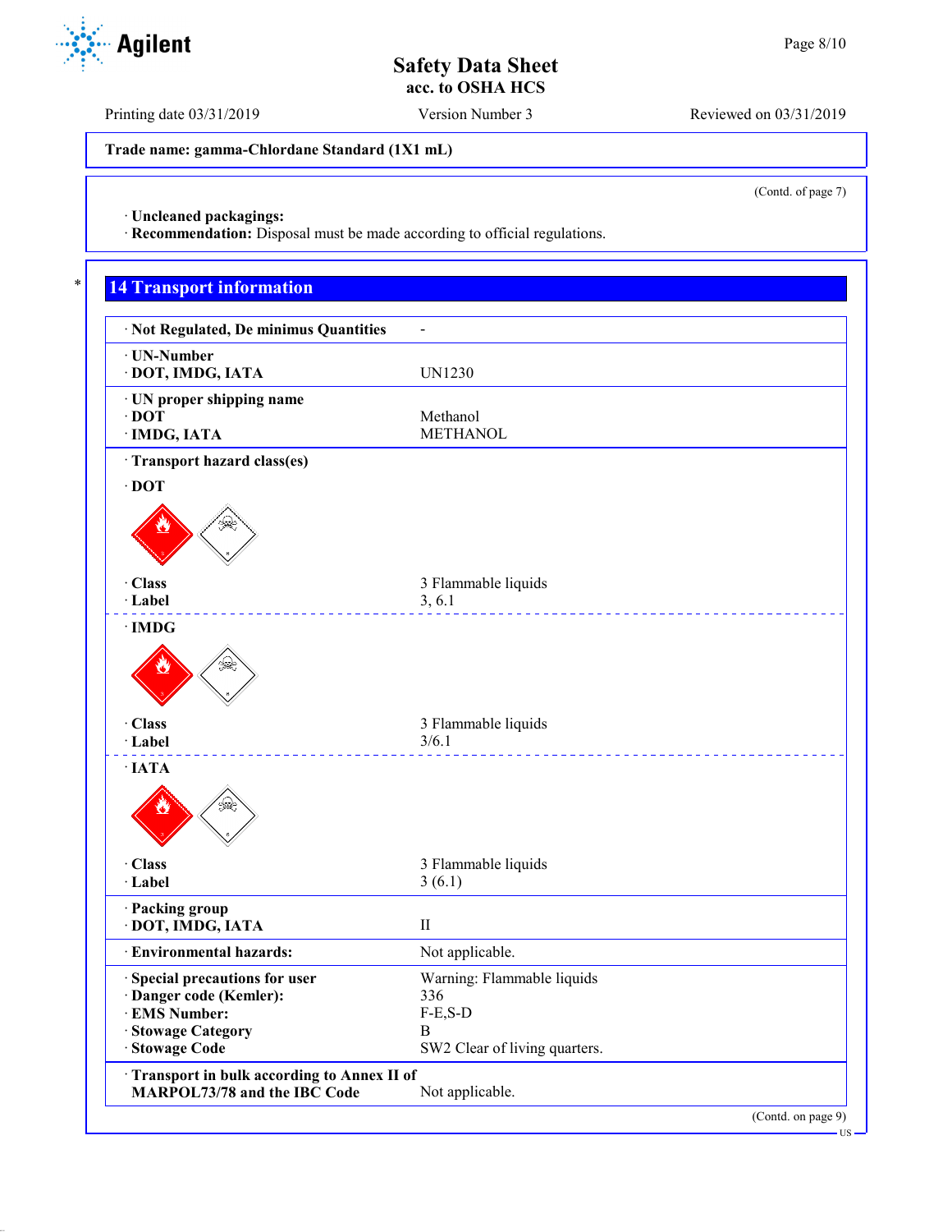**Trade name: gamma-Chlordane Standard (1X1 mL)**

(Contd. of page 7)

· **Uncleaned packagings:**
· **Recommendation:** Disposal must be made according to official regulations.

## 14 Transport information

| | |
|---|---|
| · **Not Regulated, De minimus Quantities** | - |
| · **UN-Number** | |
| · **DOT, IMDG, IATA** | UN1230 |
| · **UN proper shipping name** | |
| · **DOT** | Methanol |
| · **IMDG, IATA** | METHANOL |
| · **Transport hazard class(es)** | |
| · **DOT** | |
| · **Class** | 3 Flammable liquids |
| · **Label** | 3, 6.1 |
| · **IMDG** | |
| · **Class** | 3 Flammable liquids |
| · **Label** | 3/6.1 |
| · **IATA** | |
| · **Class** | 3 Flammable liquids |
| · **Label** | 3 (6.1) |
| · **Packing group** | |
| · **DOT, IMDG, IATA** | II |
| · **Environmental hazards:** | Not applicable. |
| · **Special precautions for user** | Warning: Flammable liquids |
| · **Danger code (Kemler):** | 336 |
| · **EMS Number:** | F-E,S-D |
| · **Stowage Category** | B |
| · **Stowage Code** | SW2 Clear of living quarters. |
| · **Transport in bulk according to Annex II of MARPOL73/78 and the IBC Code** | Not applicable. |

(Contd. on page 9)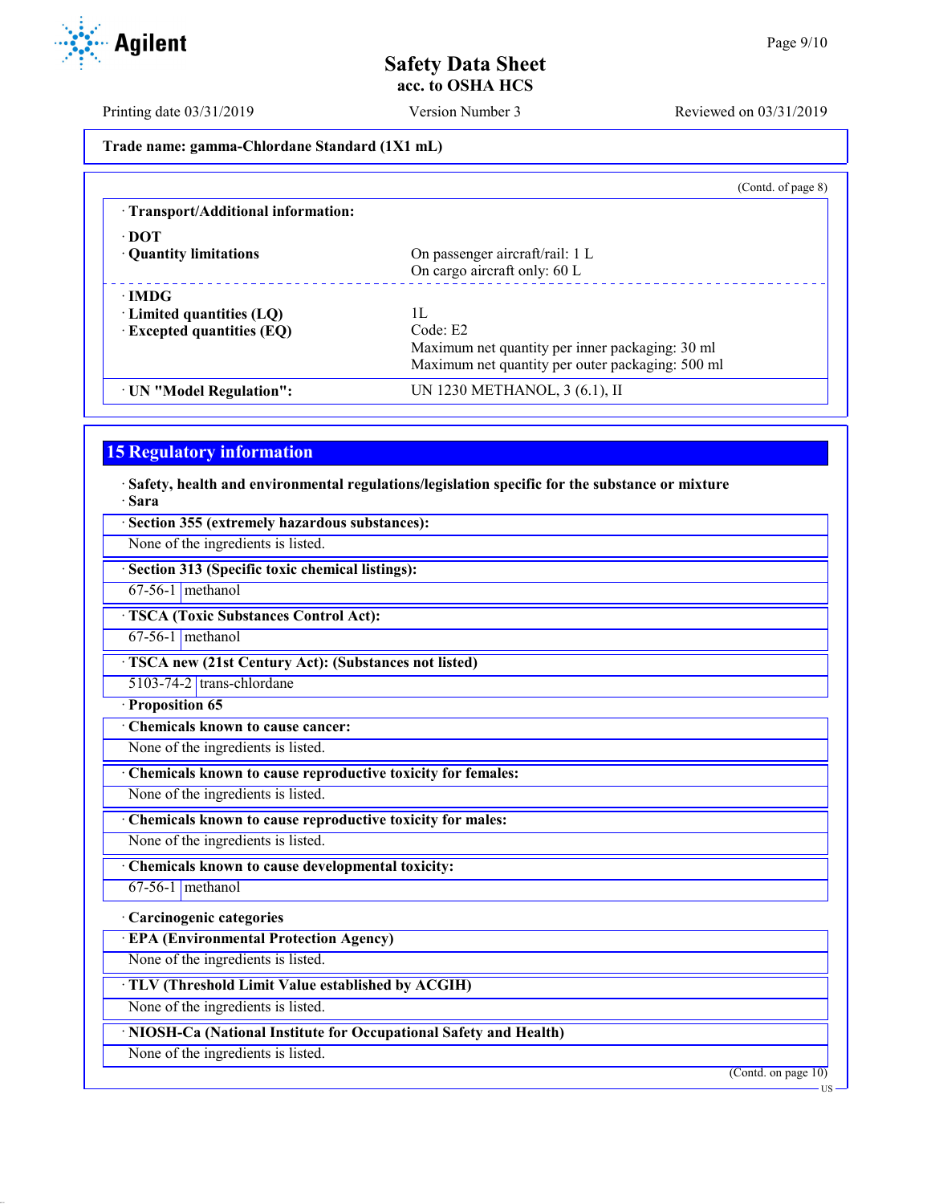Trade name: gamma-Chlordane Standard (1X1 mL)

(Contd. of page 8)

· **Transport/Additional information:**

· **DOT**

| | |
|---|---|
| · **Quantity limitations** | On passenger aircraft/rail: 1 L<br>On cargo aircraft only: 60 L |

· **IMDG**

| | |
|---|---|
| · **Limited quantities (LQ)** | 1L |
| · **Excepted quantities (EQ)** | Code: E2<br>Maximum net quantity per inner packaging: 30 ml<br>Maximum net quantity per outer packaging: 500 ml |
| · **UN "Model Regulation":** | UN 1230 METHANOL, 3 (6.1), II |

## 15 Regulatory information

· **Safety, health and environmental regulations/legislation specific for the substance or mixture**

· **Sara**

· **Section 355 (extremely hazardous substances):**

None of the ingredients is listed.

· **Section 313 (Specific toxic chemical listings):**

| | |
|---|---|
| 67-56-1 | methanol |

· **TSCA (Toxic Substances Control Act):**

| | |
|---|---|
| 67-56-1 | methanol |

· **TSCA new (21st Century Act): (Substances not listed)**

| | |
|---|---|
| 5103-74-2 | trans-chlordane |

· **Proposition 65**

· **Chemicals known to cause cancer:**

None of the ingredients is listed.

· **Chemicals known to cause reproductive toxicity for females:**

None of the ingredients is listed.

· **Chemicals known to cause reproductive toxicity for males:**

None of the ingredients is listed.

· **Chemicals known to cause developmental toxicity:**

| | |
|---|---|
| 67-56-1 | methanol |

· **Carcinogenic categories**

· **EPA (Environmental Protection Agency)**

None of the ingredients is listed.

· **TLV (Threshold Limit Value established by ACGIH)**

None of the ingredients is listed.

· **NIOSH-Ca (National Institute for Occupational Safety and Health)**

None of the ingredients is listed.

(Contd. on page 10)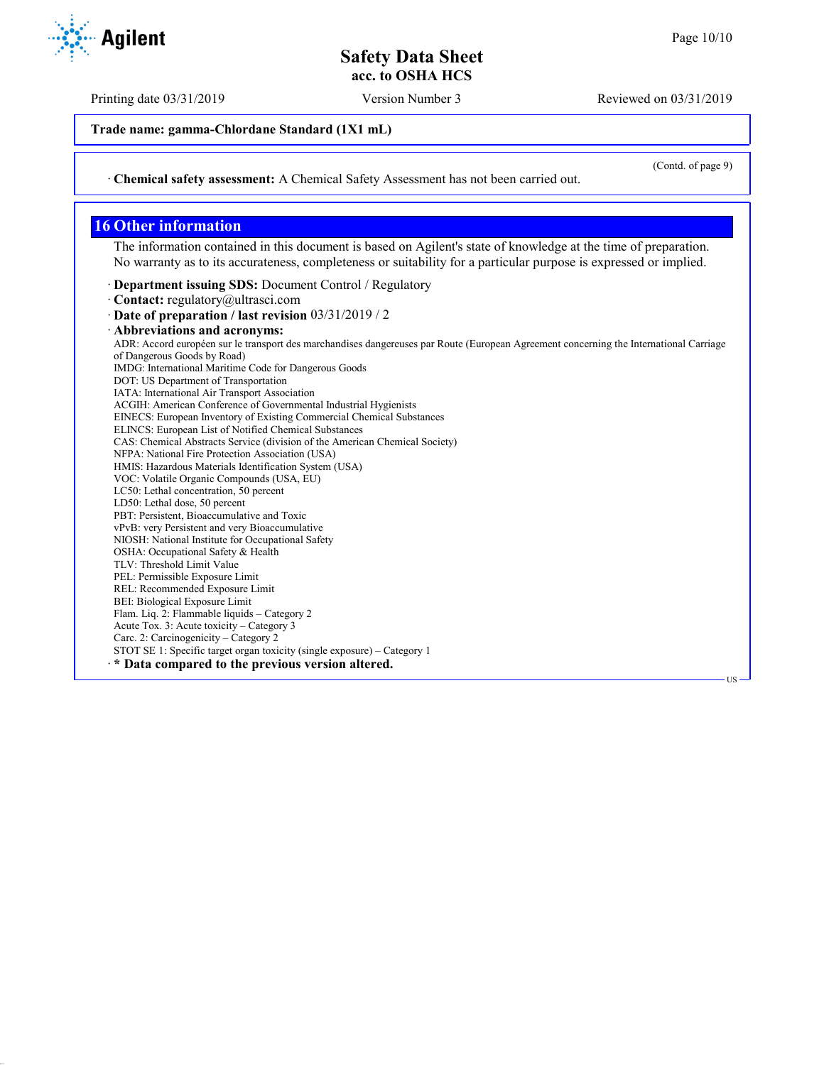Trade name: gamma-Chlordane Standard (1X1 mL)

(Contd. of page 9)

· **Chemical safety assessment:** A Chemical Safety Assessment has not been carried out.

## 16 Other information

The information contained in this document is based on Agilent's state of knowledge at the time of preparation. No warranty as to its accurateness, completeness or suitability for a particular purpose is expressed or implied.

· **Department issuing SDS:** Document Control / Regulatory
· **Contact:** regulatory@ultrasci.com
· **Date of preparation / last revision** 03/31/2019 / 2
· **Abbreviations and acronyms:**
ADR: Accord européen sur le transport des marchandises dangereuses par Route (European Agreement concerning the International Carriage of Dangerous Goods by Road)
IMDG: International Maritime Code for Dangerous Goods
DOT: US Department of Transportation
IATA: International Air Transport Association
ACGIH: American Conference of Governmental Industrial Hygienists
EINECS: European Inventory of Existing Commercial Chemical Substances
ELINCS: European List of Notified Chemical Substances
CAS: Chemical Abstracts Service (division of the American Chemical Society)
NFPA: National Fire Protection Association (USA)
HMIS: Hazardous Materials Identification System (USA)
VOC: Volatile Organic Compounds (USA, EU)
LC50: Lethal concentration, 50 percent
LD50: Lethal dose, 50 percent
PBT: Persistent, Bioaccumulative and Toxic
vPvB: very Persistent and very Bioaccumulative
NIOSH: National Institute for Occupational Safety
OSHA: Occupational Safety & Health
TLV: Threshold Limit Value
PEL: Permissible Exposure Limit
REL: Recommended Exposure Limit
BEI: Biological Exposure Limit
Flam. Liq. 2: Flammable liquids – Category 2
Acute Tox. 3: Acute toxicity – Category 3
Carc. 2: Carcinogenicity – Category 2
STOT SE 1: Specific target organ toxicity (single exposure) – Category 1
· **\* Data compared to the previous version altered.**

US